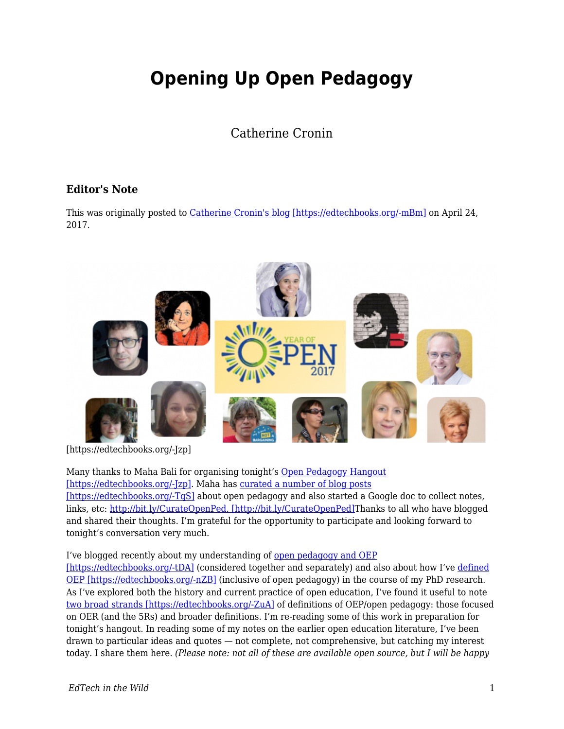# Opening Up Open Pedagogy

Catherine Cronin

### Editor's Note

This was originally posted to [Catherine Cronin's blog [https://edtechbooks.org/-mBm]](https://edtechbooks.org/-mBm) on April 24, 2017.

[https://edtechbooks.org/-Jzp]

Many thanks to Maha Bali for organising tonight's [Open Pedagogy Hangout [https://edtechbooks.org/-Jzp]](https://edtechbooks.org/-Jzp). Maha has [curated a number of blog posts [https://edtechbooks.org/-TqS]](https://edtechbooks.org/-TqS) about open pedagogy and also started a Google doc to collect notes, links, etc: [http://bit.ly/CurateOpenPed. [http://bit.ly/CurateOpenPed]](http://bit.ly/CurateOpenPed)Thanks to all who have blogged and shared their thoughts. I'm grateful for the opportunity to participate and looking forward to tonight's conversation very much.

I've blogged recently about my understanding of [open pedagogy and OEP [https://edtechbooks.org/-tDA]](https://edtechbooks.org/-tDA) (considered together and separately) and also about how I've [defined OEP [https://edtechbooks.org/-nZB]](https://edtechbooks.org/-nZB) (inclusive of open pedagogy) in the course of my PhD research. As I've explored both the history and current practice of open education, I've found it useful to note [two broad strands [https://edtechbooks.org/-ZuA]](https://edtechbooks.org/-ZuA) of definitions of OEP/open pedagogy: those focused on OER (and the 5Rs) and broader definitions. I'm re-reading some of this work in preparation for tonight's hangout. In reading some of my notes on the earlier open education literature, I've been drawn to particular ideas and quotes — not complete, not comprehensive, but catching my interest today. I share them here. *(Please note: not all of these are available open source, but I will be happy*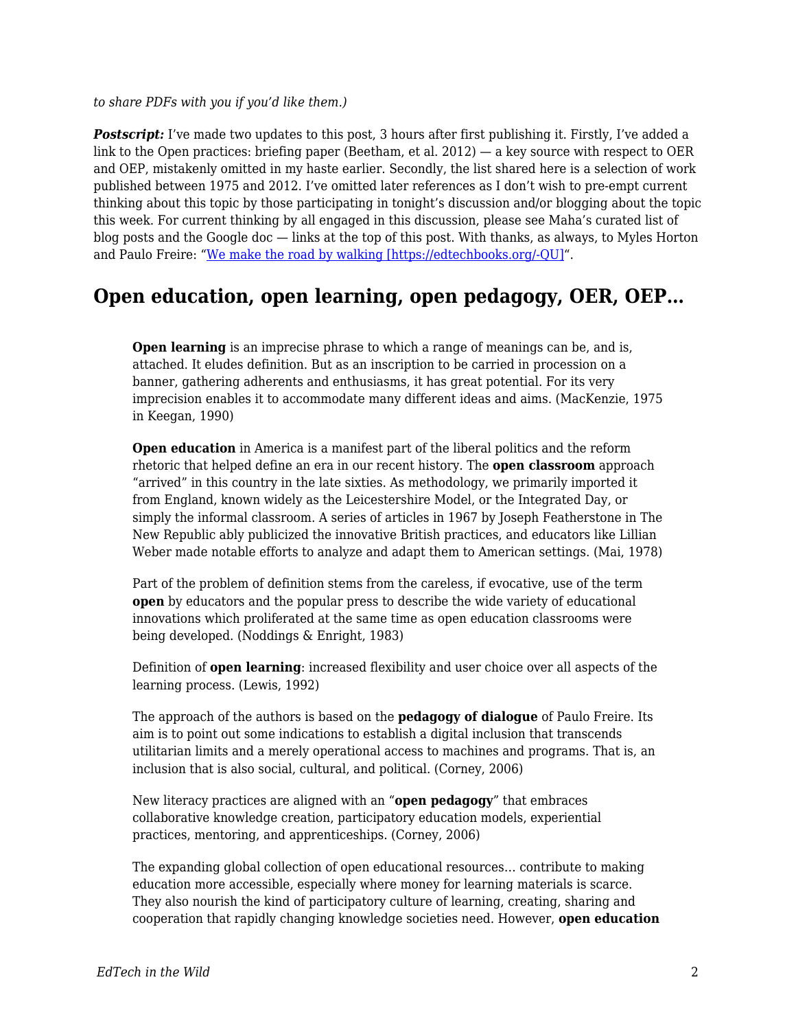*to share PDFs with you if you'd like them.)*

***Postscript:*** I've made two updates to this post, 3 hours after first publishing it. Firstly, I've added a link to the Open practices: briefing paper (Beetham, et al. 2012) — a key source with respect to OER and OEP, mistakenly omitted in my haste earlier. Secondly, the list shared here is a selection of work published between 1975 and 2012. I've omitted later references as I don't wish to pre-empt current thinking about this topic by those participating in tonight's discussion and/or blogging about the topic this week. For current thinking by all engaged in this discussion, please see Maha's curated list of blog posts and the Google doc — links at the top of this post. With thanks, as always, to Myles Horton and Paulo Freire: "[We make the road by walking [https://edtechbooks.org/-QU]](https://edtechbooks.org/-QU)".

## Open education, open learning, open pedagogy, OER, OEP…

> **Open learning** is an imprecise phrase to which a range of meanings can be, and is, attached. It eludes definition. But as an inscription to be carried in procession on a banner, gathering adherents and enthusiasms, it has great potential. For its very imprecision enables it to accommodate many different ideas and aims. (MacKenzie, 1975 in Keegan, 1990)
>
> **Open education** in America is a manifest part of the liberal politics and the reform rhetoric that helped define an era in our recent history. The **open classroom** approach "arrived" in this country in the late sixties. As methodology, we primarily imported it from England, known widely as the Leicestershire Model, or the Integrated Day, or simply the informal classroom. A series of articles in 1967 by Joseph Featherstone in The New Republic ably publicized the innovative British practices, and educators like Lillian Weber made notable efforts to analyze and adapt them to American settings. (Mai, 1978)
>
> Part of the problem of definition stems from the careless, if evocative, use of the term **open** by educators and the popular press to describe the wide variety of educational innovations which proliferated at the same time as open education classrooms were being developed. (Noddings & Enright, 1983)
>
> Definition of **open learning**: increased flexibility and user choice over all aspects of the learning process. (Lewis, 1992)
>
> The approach of the authors is based on the **pedagogy of dialogue** of Paulo Freire. Its aim is to point out some indications to establish a digital inclusion that transcends utilitarian limits and a merely operational access to machines and programs. That is, an inclusion that is also social, cultural, and political. (Corney, 2006)
>
> New literacy practices are aligned with an "**open pedagogy**" that embraces collaborative knowledge creation, participatory education models, experiential practices, mentoring, and apprenticeships. (Corney, 2006)
>
> The expanding global collection of open educational resources… contribute to making education more accessible, especially where money for learning materials is scarce. They also nourish the kind of participatory culture of learning, creating, sharing and cooperation that rapidly changing knowledge societies need. However, **open education**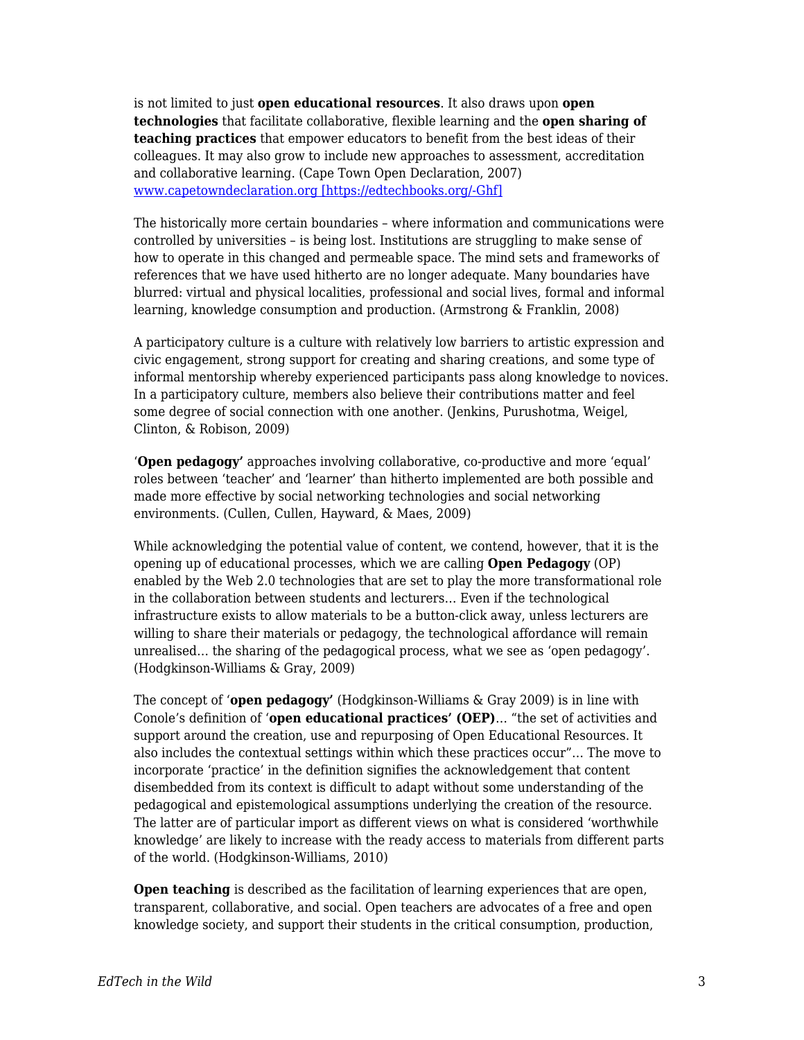is not limited to just **open educational resources**. It also draws upon **open technologies** that facilitate collaborative, flexible learning and the **open sharing of teaching practices** that empower educators to benefit from the best ideas of their colleagues. It may also grow to include new approaches to assessment, accreditation and collaborative learning. (Cape Town Open Declaration, 2007) [www.capetowndeclaration.org [https://edtechbooks.org/-Ghf]](https://edtechbooks.org/-Ghf)

The historically more certain boundaries – where information and communications were controlled by universities – is being lost. Institutions are struggling to make sense of how to operate in this changed and permeable space. The mind sets and frameworks of references that we have used hitherto are no longer adequate. Many boundaries have blurred: virtual and physical localities, professional and social lives, formal and informal learning, knowledge consumption and production. (Armstrong & Franklin, 2008)

A participatory culture is a culture with relatively low barriers to artistic expression and civic engagement, strong support for creating and sharing creations, and some type of informal mentorship whereby experienced participants pass along knowledge to novices. In a participatory culture, members also believe their contributions matter and feel some degree of social connection with one another. (Jenkins, Purushotma, Weigel, Clinton, & Robison, 2009)

'**Open pedagogy'** approaches involving collaborative, co-productive and more 'equal' roles between 'teacher' and 'learner' than hitherto implemented are both possible and made more effective by social networking technologies and social networking environments. (Cullen, Cullen, Hayward, & Maes, 2009)

While acknowledging the potential value of content, we contend, however, that it is the opening up of educational processes, which we are calling **Open Pedagogy** (OP) enabled by the Web 2.0 technologies that are set to play the more transformational role in the collaboration between students and lecturers… Even if the technological infrastructure exists to allow materials to be a button-click away, unless lecturers are willing to share their materials or pedagogy, the technological affordance will remain unrealised… the sharing of the pedagogical process, what we see as 'open pedagogy'. (Hodgkinson-Williams & Gray, 2009)

The concept of '**open pedagogy'** (Hodgkinson-Williams & Gray 2009) is in line with Conole's definition of '**open educational practices' (OEP)**… "the set of activities and support around the creation, use and repurposing of Open Educational Resources. It also includes the contextual settings within which these practices occur"… The move to incorporate 'practice' in the definition signifies the acknowledgement that content disembedded from its context is difficult to adapt without some understanding of the pedagogical and epistemological assumptions underlying the creation of the resource. The latter are of particular import as different views on what is considered 'worthwhile knowledge' are likely to increase with the ready access to materials from different parts of the world. (Hodgkinson-Williams, 2010)

**Open teaching** is described as the facilitation of learning experiences that are open, transparent, collaborative, and social. Open teachers are advocates of a free and open knowledge society, and support their students in the critical consumption, production,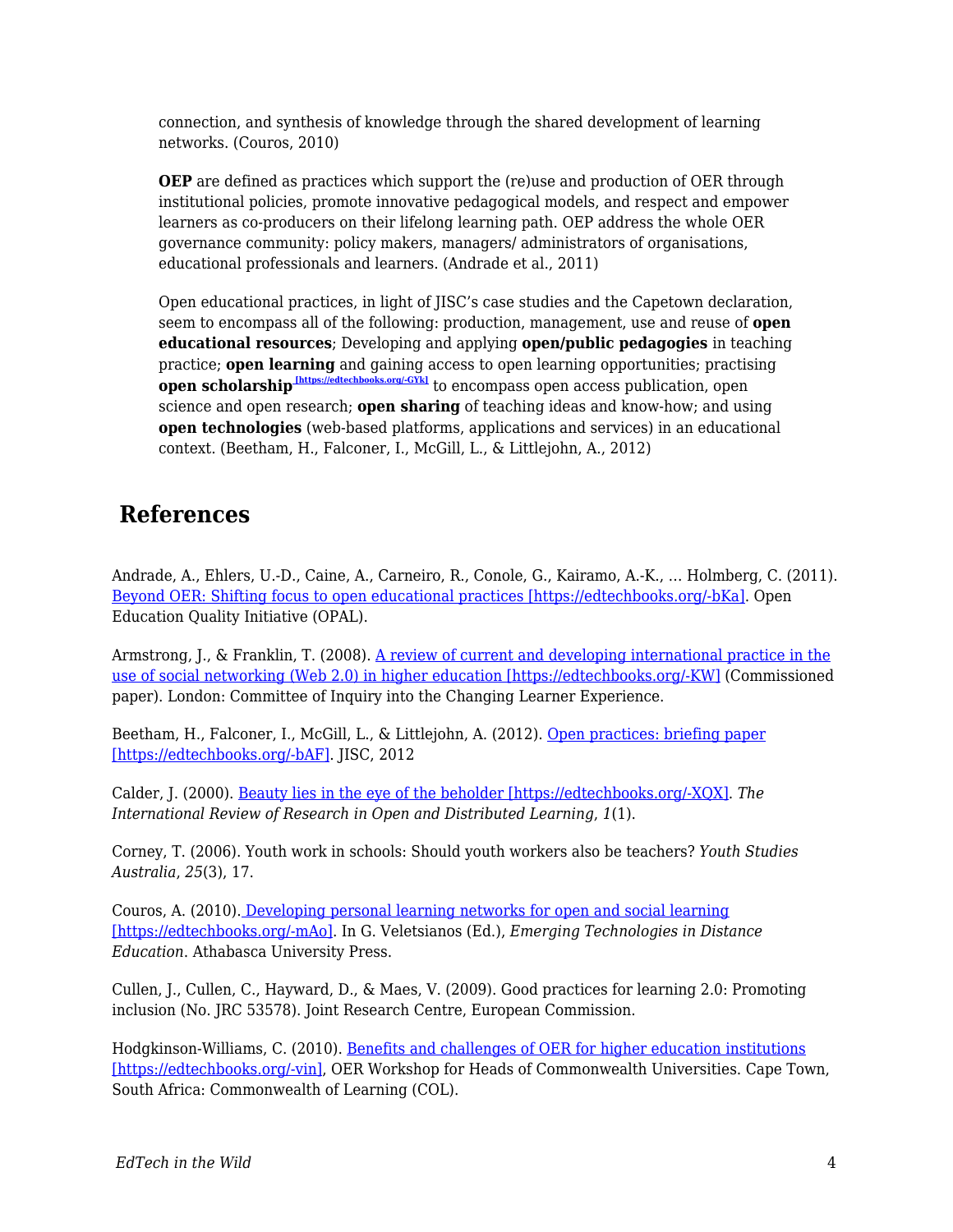> connection, and synthesis of knowledge through the shared development of learning networks. (Couros, 2010)

> **OEP** are defined as practices which support the (re)use and production of OER through institutional policies, promote innovative pedagogical models, and respect and empower learners as co-producers on their lifelong learning path. OEP address the whole OER governance community: policy makers, managers/ administrators of organisations, educational professionals and learners. (Andrade et al., 2011)

> Open educational practices, in light of JISC's case studies and the Capetown declaration, seem to encompass all of the following: production, management, use and reuse of **open educational resources**; Developing and applying **open/public pedagogies** in teaching practice; **open learning** and gaining access to open learning opportunities; practising **open scholarship** [https://edtechbooks.org/-GYk] to encompass open access publication, open science and open research; **open sharing** of teaching ideas and know-how; and using **open technologies** (web-based platforms, applications and services) in an educational context. (Beetham, H., Falconer, I., McGill, L., & Littlejohn, A., 2012)

## References

Andrade, A., Ehlers, U.-D., Caine, A., Carneiro, R., Conole, G., Kairamo, A.-K., … Holmberg, C. (2011). Beyond OER: Shifting focus to open educational practices [https://edtechbooks.org/-bKa]. Open Education Quality Initiative (OPAL).

Armstrong, J., & Franklin, T. (2008). A review of current and developing international practice in the use of social networking (Web 2.0) in higher education [https://edtechbooks.org/-KW] (Commissioned paper). London: Committee of Inquiry into the Changing Learner Experience.

Beetham, H., Falconer, I., McGill, L., & Littlejohn, A. (2012). Open practices: briefing paper [https://edtechbooks.org/-bAF]. JISC, 2012

Calder, J. (2000). Beauty lies in the eye of the beholder [https://edtechbooks.org/-XQX]. *The International Review of Research in Open and Distributed Learning*, *1*(1).

Corney, T. (2006). Youth work in schools: Should youth workers also be teachers? *Youth Studies Australia*, *25*(3), 17.

Couros, A. (2010). Developing personal learning networks for open and social learning [https://edtechbooks.org/-mAo]. In G. Veletsianos (Ed.), *Emerging Technologies in Distance Education*. Athabasca University Press.

Cullen, J., Cullen, C., Hayward, D., & Maes, V. (2009). Good practices for learning 2.0: Promoting inclusion (No. JRC 53578). Joint Research Centre, European Commission.

Hodgkinson-Williams, C. (2010). Benefits and challenges of OER for higher education institutions [https://edtechbooks.org/-vin], OER Workshop for Heads of Commonwealth Universities. Cape Town, South Africa: Commonwealth of Learning (COL).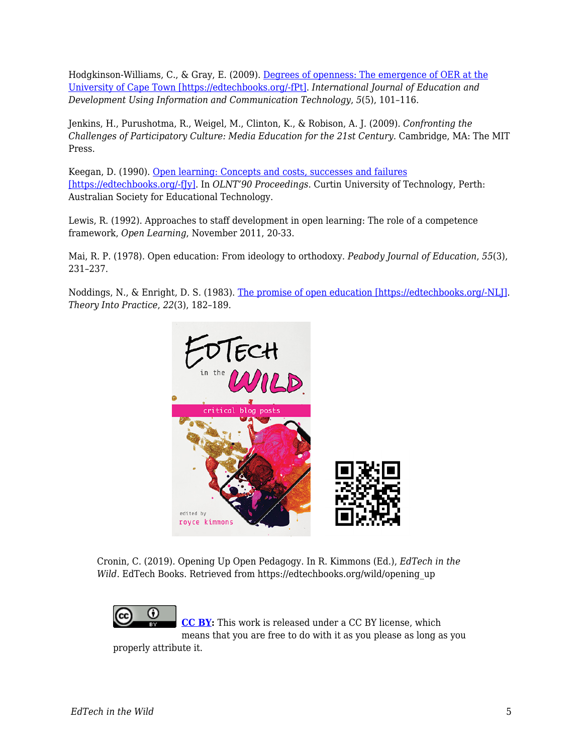Hodgkinson-Williams, C., & Gray, E. (2009). [Degrees of openness: The emergence of OER at the University of Cape Town [https://edtechbooks.org/-fPt]](https://edtechbooks.org/-fPt). *International Journal of Education and Development Using Information and Communication Technology*, *5*(5), 101–116.

Jenkins, H., Purushotma, R., Weigel, M., Clinton, K., & Robison, A. J. (2009). *Confronting the Challenges of Participatory Culture: Media Education for the 21st Century*. Cambridge, MA: The MIT Press.

Keegan, D. (1990). [Open learning: Concepts and costs, successes and failures [https://edtechbooks.org/-fJy]](https://edtechbooks.org/-fJy). In *OLNT'90 Proceedings*. Curtin University of Technology, Perth: Australian Society for Educational Technology.

Lewis, R. (1992). Approaches to staff development in open learning: The role of a competence framework, *Open Learning*, November 2011, 20-33.

Mai, R. P. (1978). Open education: From ideology to orthodoxy. *Peabody Journal of Education*, *55*(3), 231–237.

Noddings, N., & Enright, D. S. (1983). [The promise of open education [https://edtechbooks.org/-NLJ]](https://edtechbooks.org/-NLJ). *Theory Into Practice*, *22*(3), 182–189.

Cronin, C. (2019). Opening Up Open Pedagogy. In R. Kimmons (Ed.), *EdTech in the Wild*. EdTech Books. Retrieved from https://edtechbooks.org/wild/opening_up

**CC BY:** This work is released under a CC BY license, which means that you are free to do with it as you please as long as you properly attribute it.